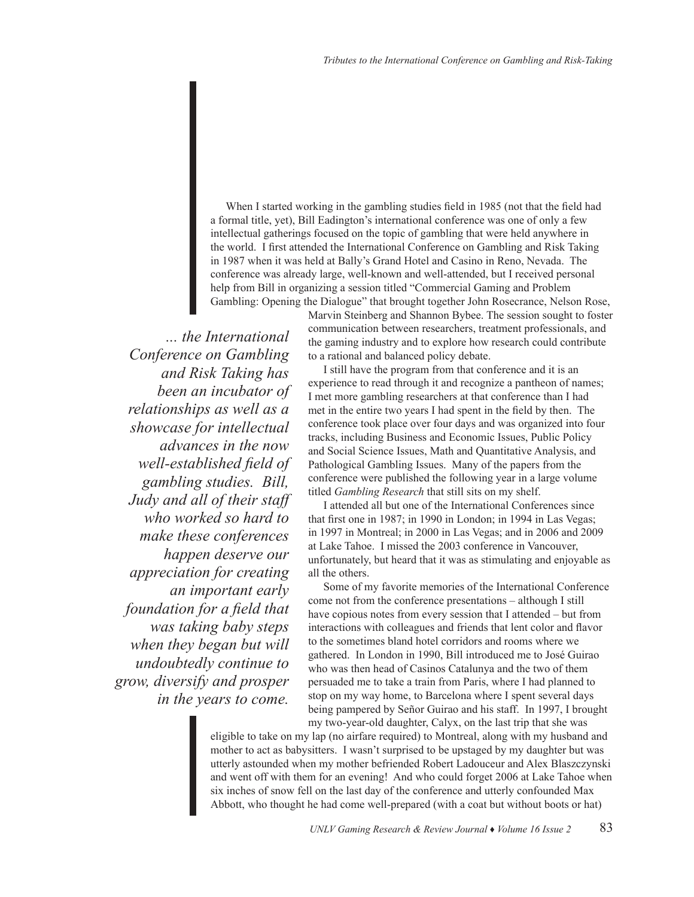When I started working in the gambling studies field in 1985 (not that the field had a formal title, yet), Bill Eadington's international conference was one of only a few intellectual gatherings focused on the topic of gambling that were held anywhere in the world. I first attended the International Conference on Gambling and Risk Taking in 1987 when it was held at Bally's Grand Hotel and Casino in Reno, Nevada. The conference was already large, well-known and well-attended, but I received personal help from Bill in organizing a session titled "Commercial Gaming and Problem Gambling: Opening the Dialogue" that brought together John Rosecrance, Nelson Rose, Marvin Steinberg and Shannon Bybee. The session sought to foster communication between researchers, treatment professionals, and the gaming industry and to explore how research could contribute to a rational and balanced policy debate.

*... the International Conference on Gambling and Risk Taking has been an incubator of relationships as well as a showcase for intellectual advances in the now well-established field of gambling studies. Bill, Judy and all of their staff who worked so hard to make these conferences happen deserve our appreciation for creating an important early foundation for a field that was taking baby steps when they began but will undoubtedly continue to grow, diversify and prosper in the years to come.*

I still have the program from that conference and it is an experience to read through it and recognize a pantheon of names; I met more gambling researchers at that conference than I had met in the entire two years I had spent in the field by then. The conference took place over four days and was organized into four tracks, including Business and Economic Issues, Public Policy and Social Science Issues, Math and Quantitative Analysis, and Pathological Gambling Issues. Many of the papers from the conference were published the following year in a large volume titled *Gambling Research* that still sits on my shelf.

I attended all but one of the International Conferences since that first one in 1987; in 1990 in London; in 1994 in Las Vegas; in 1997 in Montreal; in 2000 in Las Vegas; and in 2006 and 2009 at Lake Tahoe. I missed the 2003 conference in Vancouver, unfortunately, but heard that it was as stimulating and enjoyable as all the others.

Some of my favorite memories of the International Conference come not from the conference presentations – although I still have copious notes from every session that I attended – but from interactions with colleagues and friends that lent color and flavor to the sometimes bland hotel corridors and rooms where we gathered. In London in 1990, Bill introduced me to José Guirao who was then head of Casinos Catalunya and the two of them persuaded me to take a train from Paris, where I had planned to stop on my way home, to Barcelona where I spent several days being pampered by Señor Guirao and his staff. In 1997, I brought my two-year-old daughter, Calyx, on the last trip that she was eligible to take on my lap (no airfare required) to Montreal, along with my husband and mother to act as babysitters. I wasn't surprised to be upstaged by my daughter but was utterly astounded when my mother befriended Robert Ladouceur and Alex Blaszczynski and went off with them for an evening! And who could forget 2006 at Lake Tahoe when six inches of snow fell on the last day of the conference and utterly confounded Max Abbott, who thought he had come well-prepared (with a coat but without boots or hat)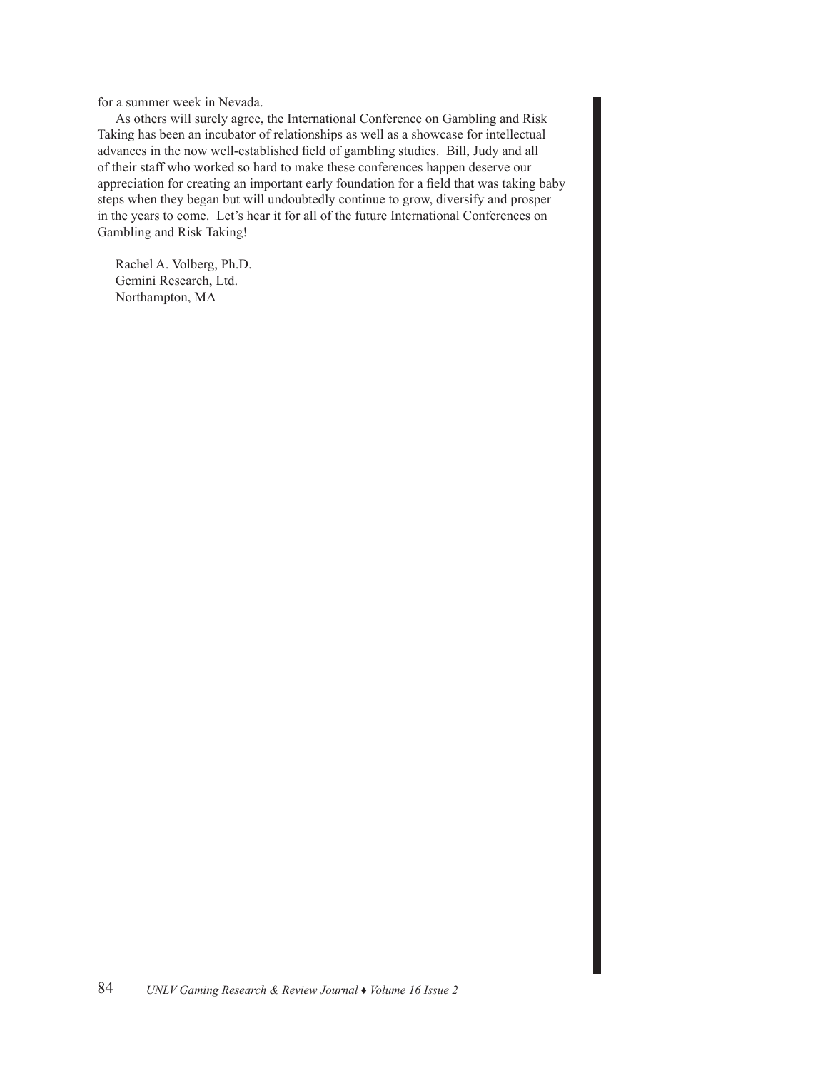for a summer week in Nevada.

As others will surely agree, the International Conference on Gambling and Risk Taking has been an incubator of relationships as well as a showcase for intellectual advances in the now well-established field of gambling studies. Bill, Judy and all of their staff who worked so hard to make these conferences happen deserve our appreciation for creating an important early foundation for a field that was taking baby steps when they began but will undoubtedly continue to grow, diversify and prosper in the years to come. Let's hear it for all of the future International Conferences on Gambling and Risk Taking!

Rachel A. Volberg, Ph.D.  
Gemini Research, Ltd.  
Northampton, MA